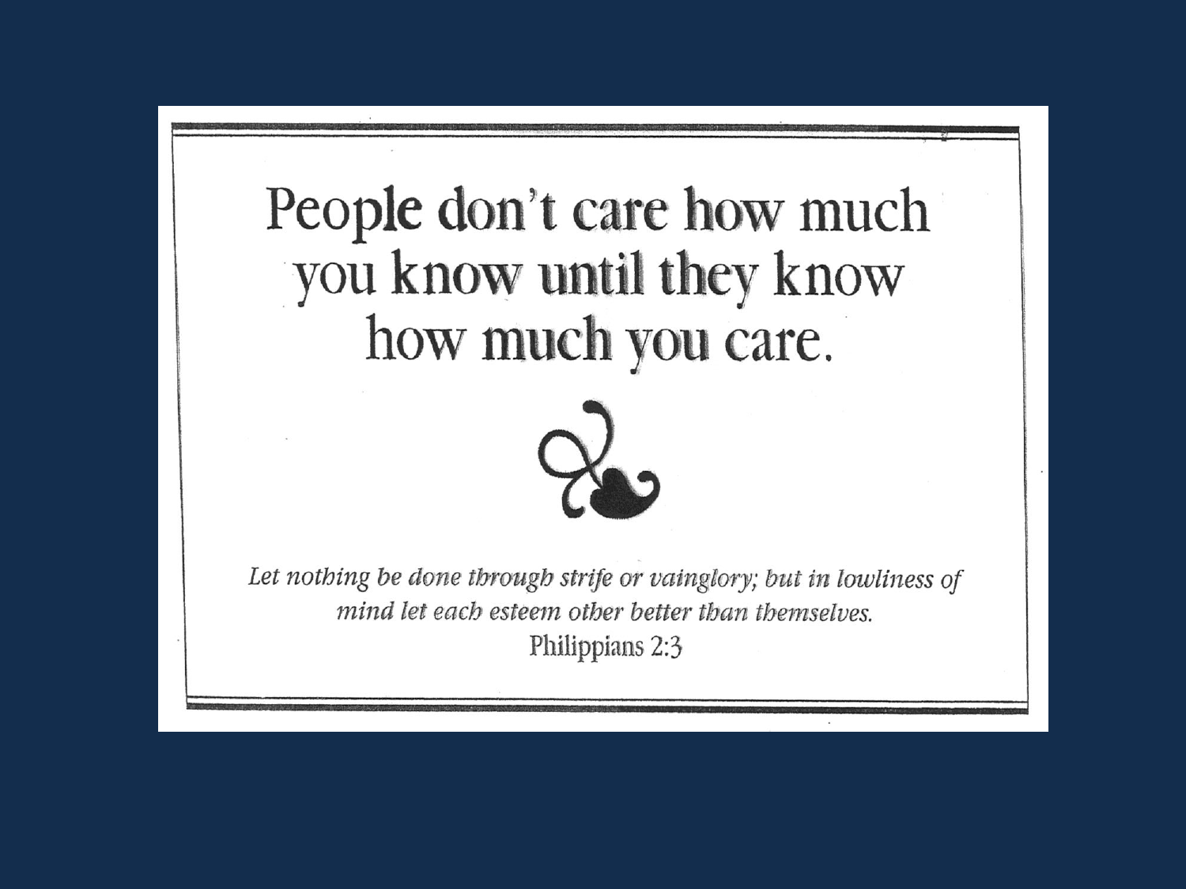# People don't care how much you know until they know how much you care.

*Let nothing be done through strife or vainglory; but in lowliness of mind let each esteem other better than themselves.*

Philippians 2:3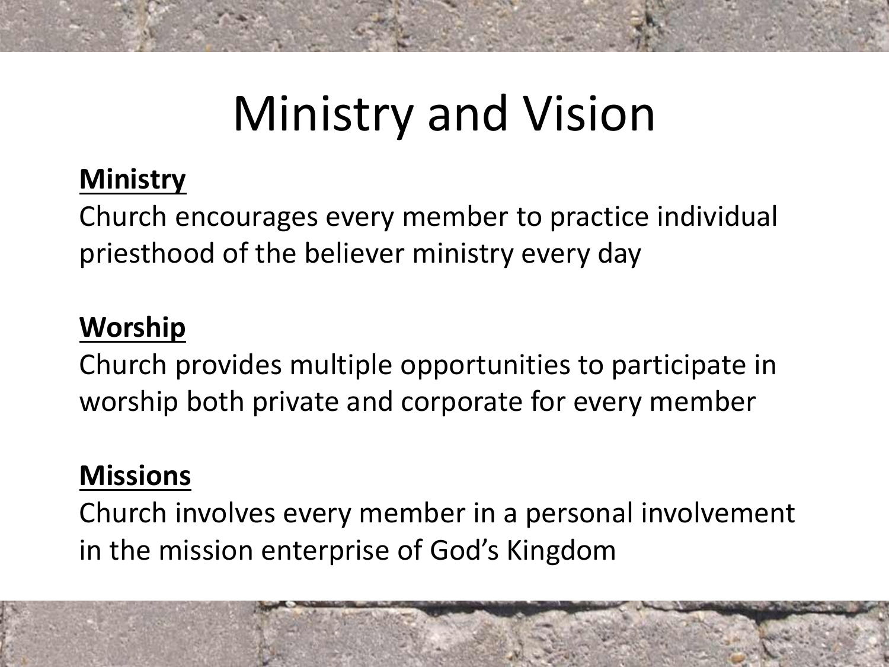# Ministry and Vision

**Ministry**

Church encourages every member to practice individual priesthood of the believer ministry every day

**Worship**

Church provides multiple opportunities to participate in worship both private and corporate for every member

**Missions**

Church involves every member in a personal involvement in the mission enterprise of God's Kingdom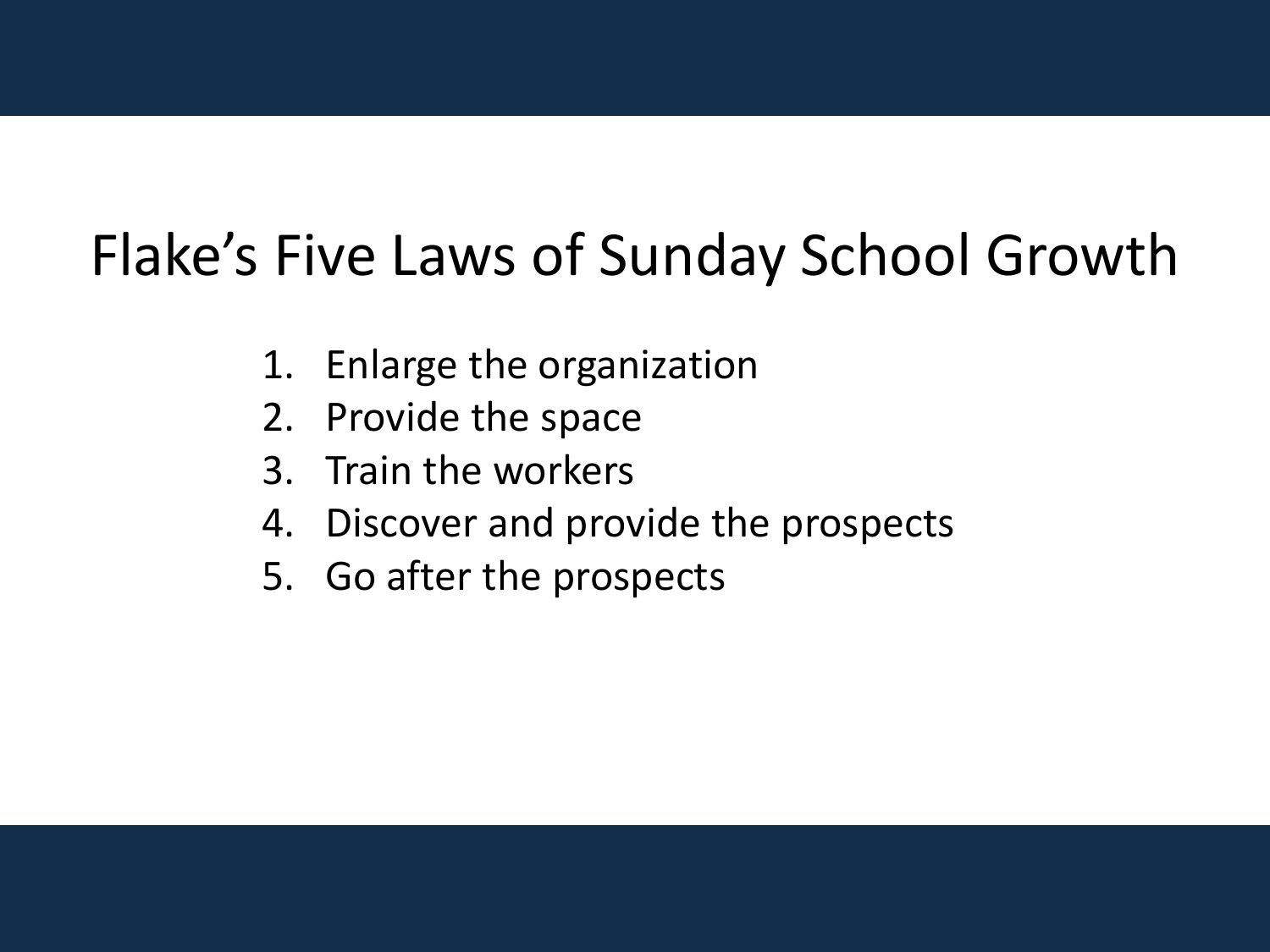# Flake’s Five Laws of Sunday School Growth

1. Enlarge the organization
2. Provide the space
3. Train the workers
4. Discover and provide the prospects
5. Go after the prospects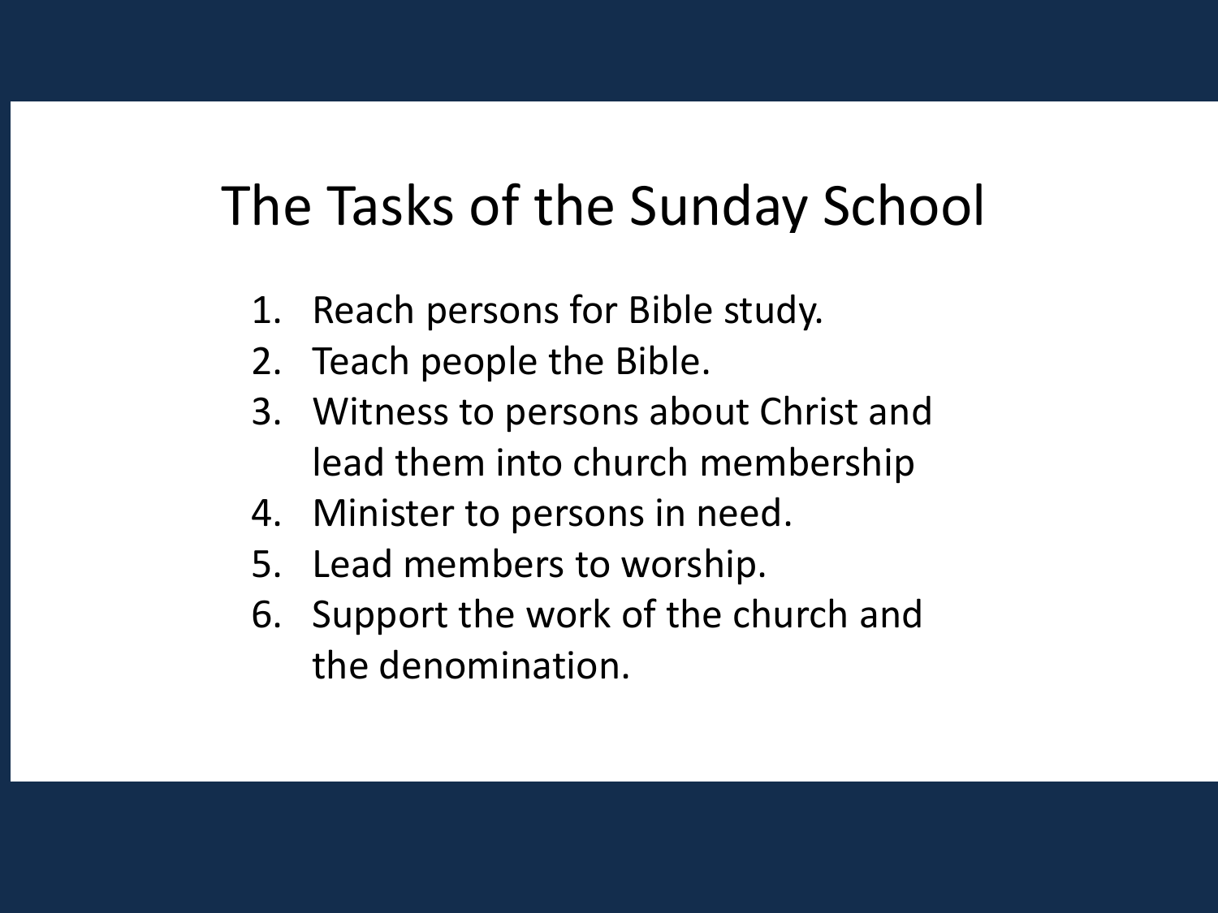# The Tasks of the Sunday School

1. Reach persons for Bible study.
2. Teach people the Bible.
3. Witness to persons about Christ and lead them into church membership
4. Minister to persons in need.
5. Lead members to worship.
6. Support the work of the church and the denomination.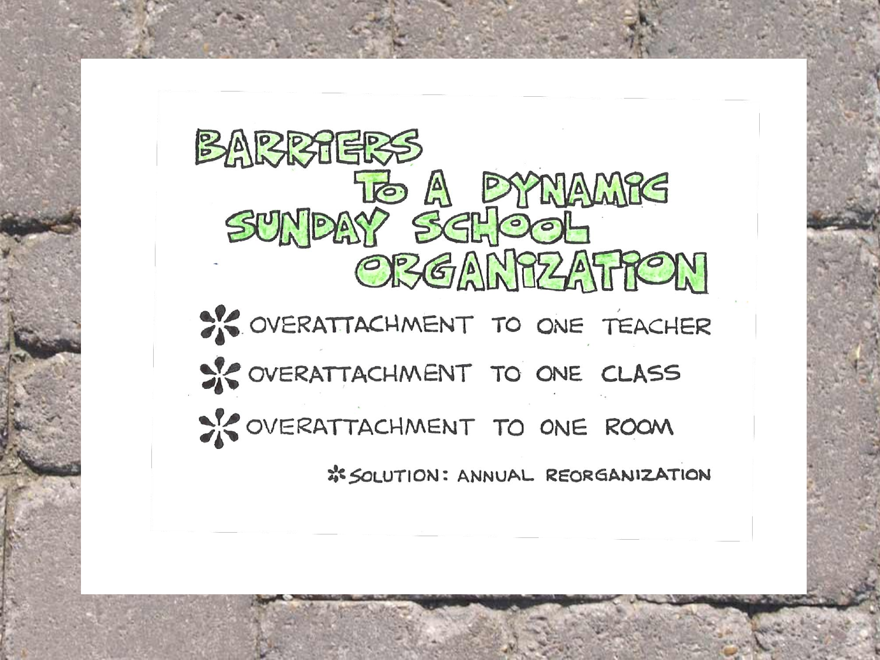# BARRIERS TO A DYNAMIC SUNDAY SCHOOL ORGANIZATION

- OVERATTACHMENT TO ONE TEACHER
- OVERATTACHMENT TO ONE CLASS
- OVERATTACHMENT TO ONE ROOM

SOLUTION: ANNUAL REORGANIZATION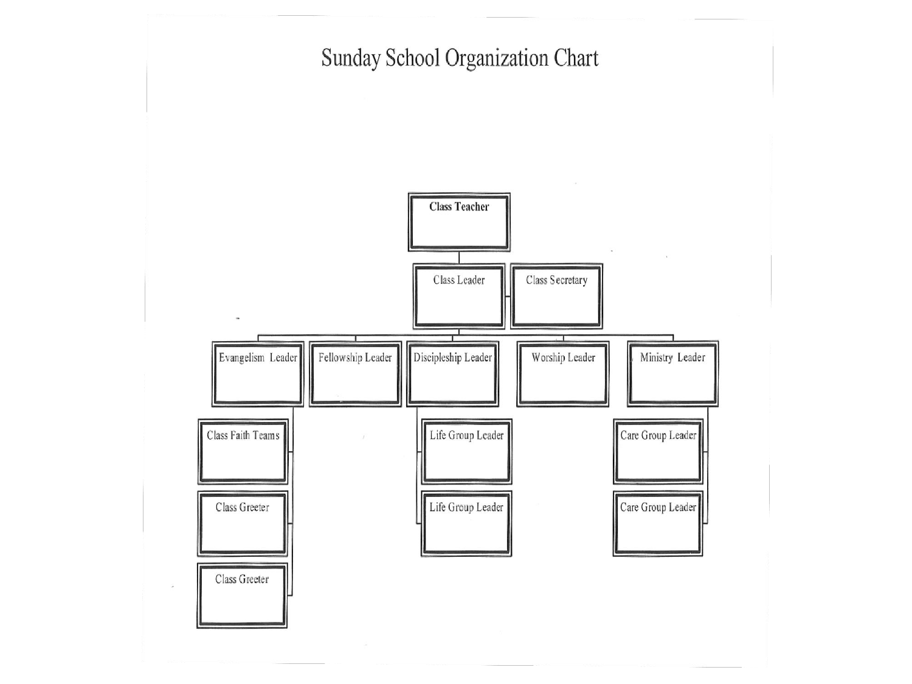# Sunday School Organization Chart

- Class Teacher
  - Class Leader
  - Class Secretary
    - Evangelism Leader
      - Class Faith Teams
      - Class Greeter
      - Class Greeter
    - Fellowship Leader
    - Discipleship Leader
      - Life Group Leader
      - Life Group Leader
    - Worship Leader
    - Ministry Leader
      - Care Group Leader
      - Care Group Leader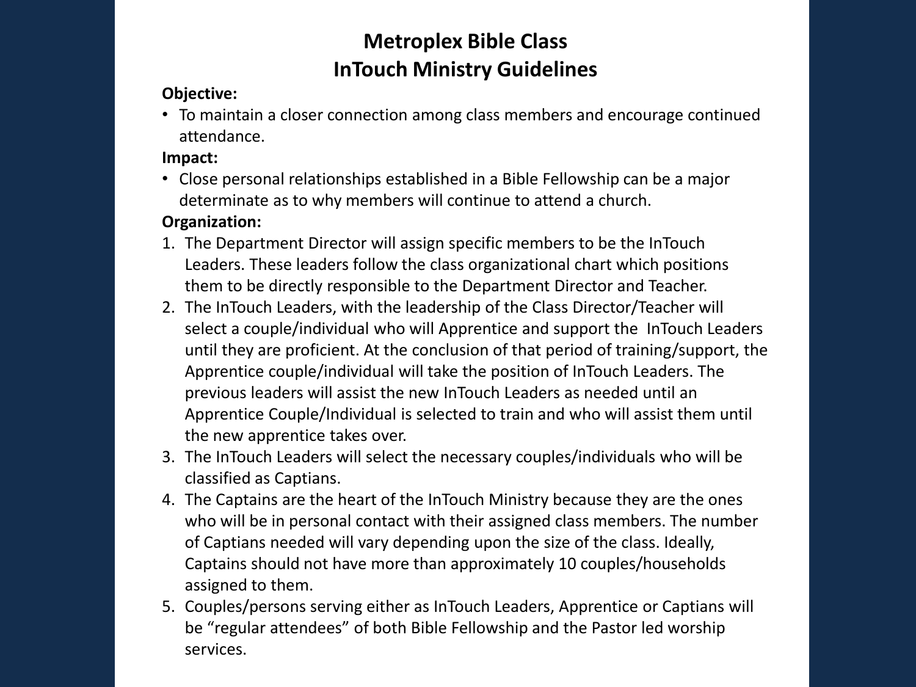# Metroplex Bible Class
# InTouch Ministry Guidelines

**Objective:**

- To maintain a closer connection among class members and encourage continued attendance.

**Impact:**

- Close personal relationships established in a Bible Fellowship can be a major determinate as to why members will continue to attend a church.

**Organization:**

1. The Department Director will assign specific members to be the InTouch Leaders. These leaders follow the class organizational chart which positions them to be directly responsible to the Department Director and Teacher.
2. The InTouch Leaders, with the leadership of the Class Director/Teacher will select a couple/individual who will Apprentice and support the InTouch Leaders until they are proficient. At the conclusion of that period of training/support, the Apprentice couple/individual will take the position of InTouch Leaders. The previous leaders will assist the new InTouch Leaders as needed until an Apprentice Couple/Individual is selected to train and who will assist them until the new apprentice takes over.
3. The InTouch Leaders will select the necessary couples/individuals who will be classified as Captians.
4. The Captains are the heart of the InTouch Ministry because they are the ones who will be in personal contact with their assigned class members. The number of Captians needed will vary depending upon the size of the class. Ideally, Captains should not have more than approximately 10 couples/households assigned to them.
5. Couples/persons serving either as InTouch Leaders, Apprentice or Captians will be "regular attendees" of both Bible Fellowship and the Pastor led worship services.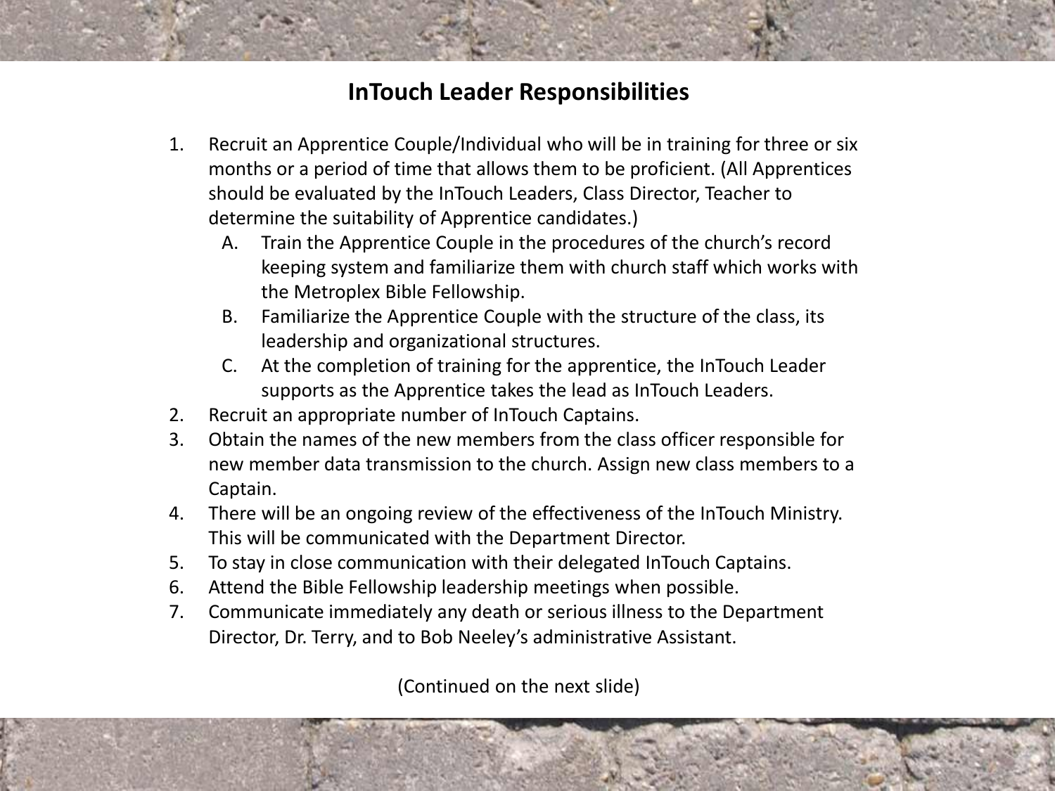## InTouch Leader Responsibilities

1. Recruit an Apprentice Couple/Individual who will be in training for three or six months or a period of time that allows them to be proficient. (All Apprentices should be evaluated by the InTouch Leaders, Class Director, Teacher to determine the suitability of Apprentice candidates.)
   A. Train the Apprentice Couple in the procedures of the church's record keeping system and familiarize them with church staff which works with the Metroplex Bible Fellowship.
   B. Familiarize the Apprentice Couple with the structure of the class, its leadership and organizational structures.
   C. At the completion of training for the apprentice, the InTouch Leader supports as the Apprentice takes the lead as InTouch Leaders.
2. Recruit an appropriate number of InTouch Captains.
3. Obtain the names of the new members from the class officer responsible for new member data transmission to the church. Assign new class members to a Captain.
4. There will be an ongoing review of the effectiveness of the InTouch Ministry. This will be communicated with the Department Director.
5. To stay in close communication with their delegated InTouch Captains.
6. Attend the Bible Fellowship leadership meetings when possible.
7. Communicate immediately any death or serious illness to the Department Director, Dr. Terry, and to Bob Neeley's administrative Assistant.

(Continued on the next slide)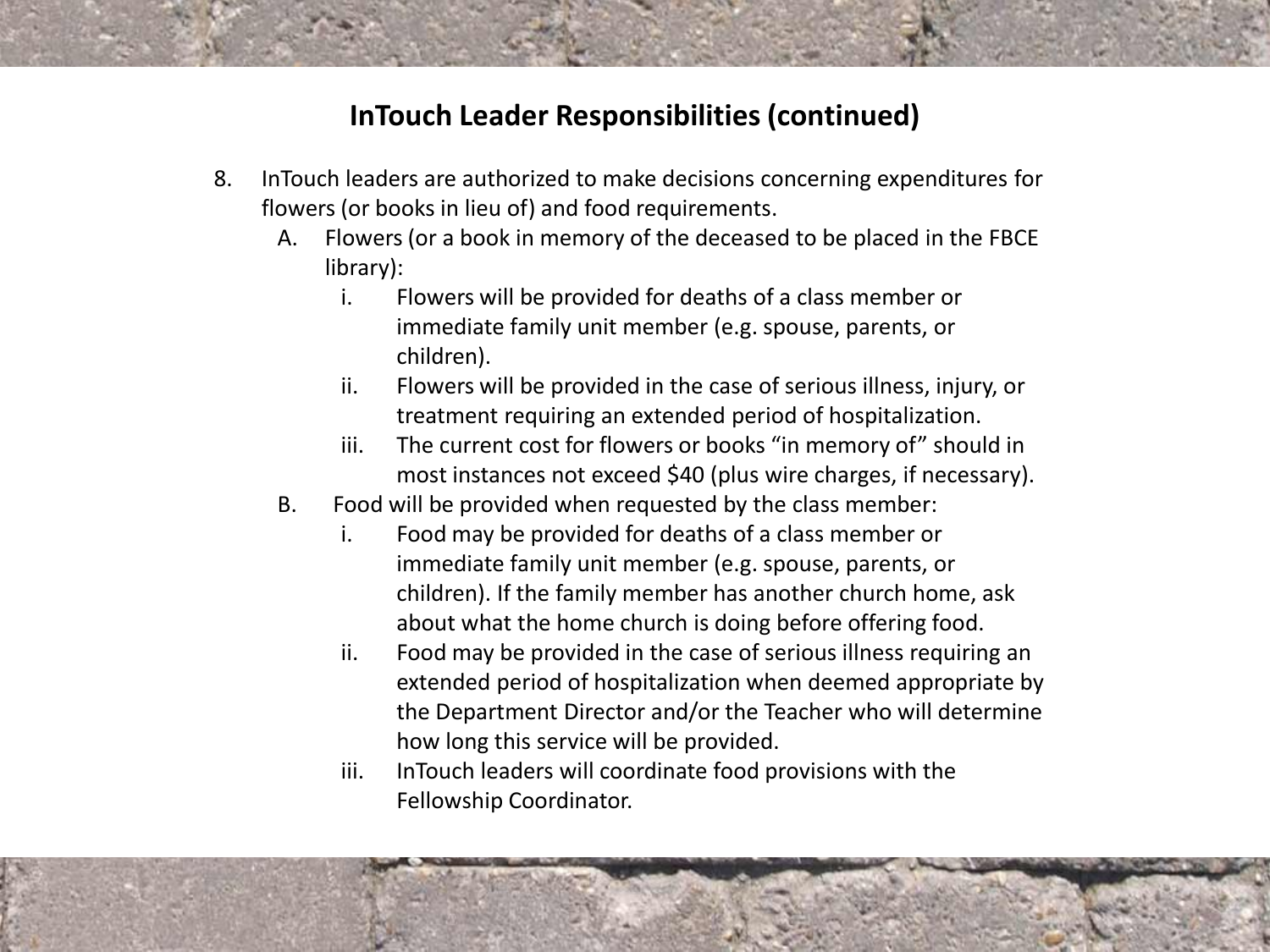## InTouch Leader Responsibilities (continued)

8. InTouch leaders are authorized to make decisions concerning expenditures for flowers (or books in lieu of) and food requirements.
   - A. Flowers (or a book in memory of the deceased to be placed in the FBCE library):
     - i. Flowers will be provided for deaths of a class member or immediate family unit member (e.g. spouse, parents, or children).
     - ii. Flowers will be provided in the case of serious illness, injury, or treatment requiring an extended period of hospitalization.
     - iii. The current cost for flowers or books "in memory of" should in most instances not exceed $40 (plus wire charges, if necessary).
   - B. Food will be provided when requested by the class member:
     - i. Food may be provided for deaths of a class member or immediate family unit member (e.g. spouse, parents, or children). If the family member has another church home, ask about what the home church is doing before offering food.
     - ii. Food may be provided in the case of serious illness requiring an extended period of hospitalization when deemed appropriate by the Department Director and/or the Teacher who will determine how long this service will be provided.
     - iii. InTouch leaders will coordinate food provisions with the Fellowship Coordinator.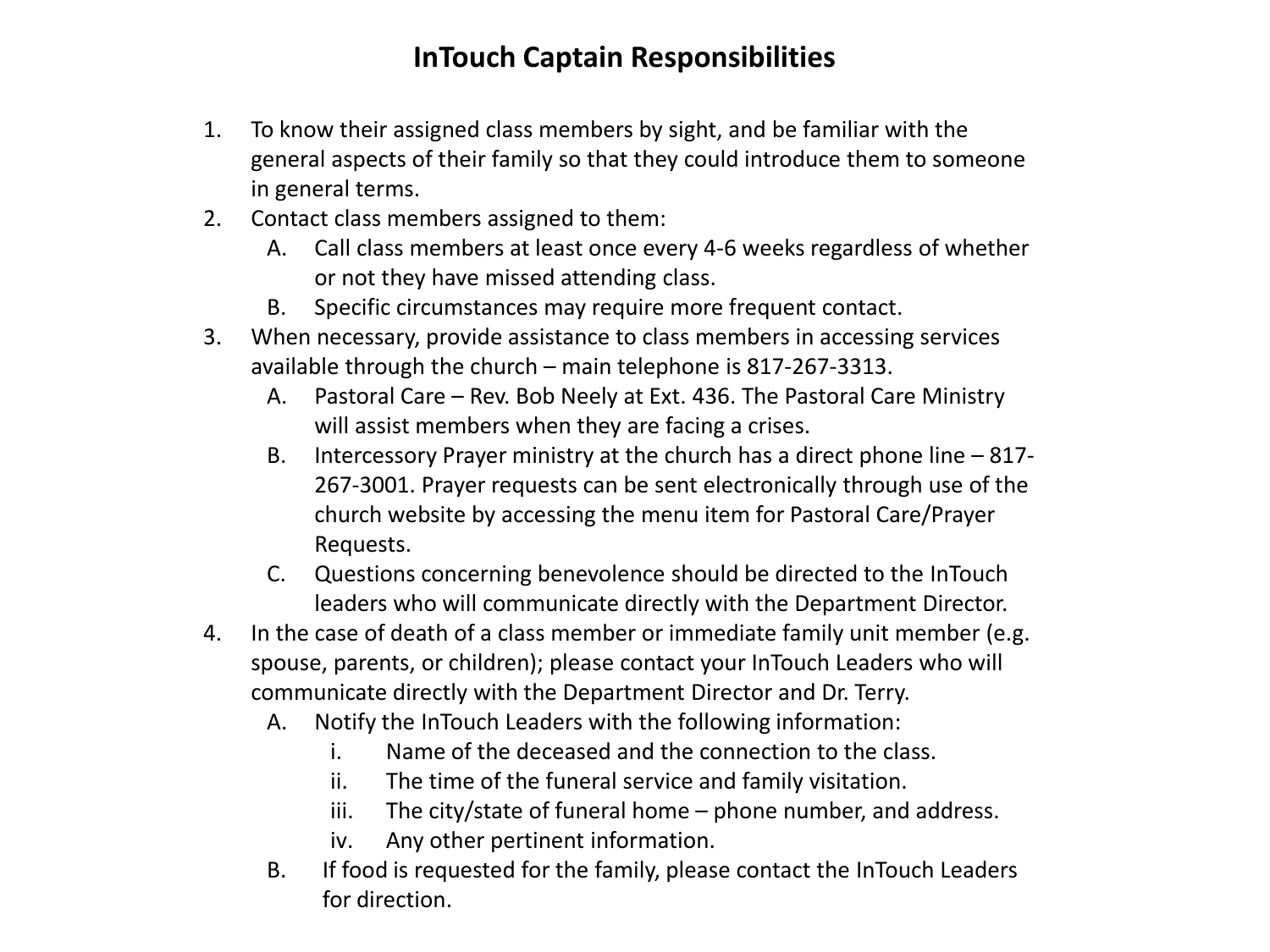# InTouch Captain Responsibilities

1. To know their assigned class members by sight, and be familiar with the general aspects of their family so that they could introduce them to someone in general terms.
2. Contact class members assigned to them:
   A. Call class members at least once every 4-6 weeks regardless of whether or not they have missed attending class.
   B. Specific circumstances may require more frequent contact.
3. When necessary, provide assistance to class members in accessing services available through the church – main telephone is 817-267-3313.
   A. Pastoral Care – Rev. Bob Neely at Ext. 436. The Pastoral Care Ministry will assist members when they are facing a crises.
   B. Intercessory Prayer ministry at the church has a direct phone line – 817-267-3001. Prayer requests can be sent electronically through use of the church website by accessing the menu item for Pastoral Care/Prayer Requests.
   C. Questions concerning benevolence should be directed to the InTouch leaders who will communicate directly with the Department Director.
4. In the case of death of a class member or immediate family unit member (e.g. spouse, parents, or children); please contact your InTouch Leaders who will communicate directly with the Department Director and Dr. Terry.
   A. Notify the InTouch Leaders with the following information:
      i. Name of the deceased and the connection to the class.
      ii. The time of the funeral service and family visitation.
      iii. The city/state of funeral home – phone number, and address.
      iv. Any other pertinent information.
   B. If food is requested for the family, please contact the InTouch Leaders for direction.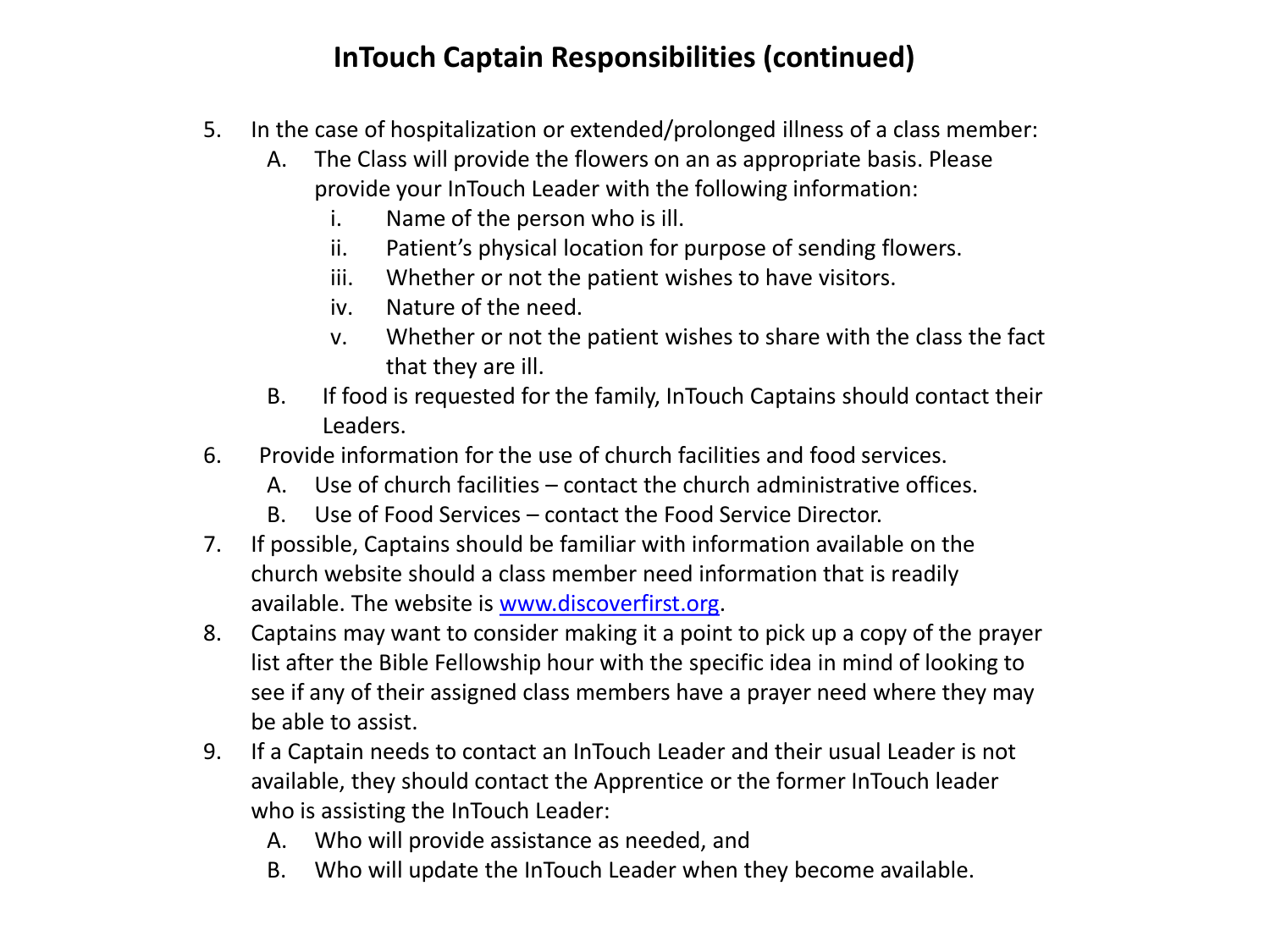# InTouch Captain Responsibilities (continued)

5. In the case of hospitalization or extended/prolonged illness of a class member:
   A. The Class will provide the flowers on an as appropriate basis. Please provide your InTouch Leader with the following information:
      i. Name of the person who is ill.
      ii. Patient's physical location for purpose of sending flowers.
      iii. Whether or not the patient wishes to have visitors.
      iv. Nature of the need.
      v. Whether or not the patient wishes to share with the class the fact that they are ill.
   B. If food is requested for the family, InTouch Captains should contact their Leaders.
6. Provide information for the use of church facilities and food services.
   A. Use of church facilities – contact the church administrative offices.
   B. Use of Food Services – contact the Food Service Director.
7. If possible, Captains should be familiar with information available on the church website should a class member need information that is readily available. The website is [www.discoverfirst.org](http://www.discoverfirst.org).
8. Captains may want to consider making it a point to pick up a copy of the prayer list after the Bible Fellowship hour with the specific idea in mind of looking to see if any of their assigned class members have a prayer need where they may be able to assist.
9. If a Captain needs to contact an InTouch Leader and their usual Leader is not available, they should contact the Apprentice or the former InTouch leader who is assisting the InTouch Leader:
   A. Who will provide assistance as needed, and
   B. Who will update the InTouch Leader when they become available.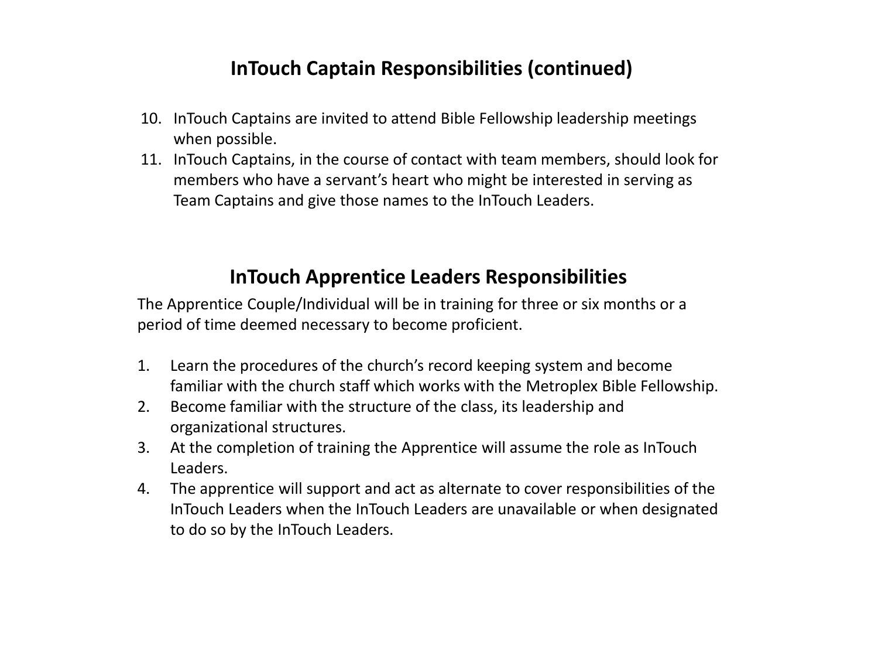## InTouch Captain Responsibilities (continued)

10. InTouch Captains are invited to attend Bible Fellowship leadership meetings when possible.
11. InTouch Captains, in the course of contact with team members, should look for members who have a servant's heart who might be interested in serving as Team Captains and give those names to the InTouch Leaders.

## InTouch Apprentice Leaders Responsibilities

The Apprentice Couple/Individual will be in training for three or six months or a period of time deemed necessary to become proficient.

1. Learn the procedures of the church's record keeping system and become familiar with the church staff which works with the Metroplex Bible Fellowship.
2. Become familiar with the structure of the class, its leadership and organizational structures.
3. At the completion of training the Apprentice will assume the role as InTouch Leaders.
4. The apprentice will support and act as alternate to cover responsibilities of the InTouch Leaders when the InTouch Leaders are unavailable or when designated to do so by the InTouch Leaders.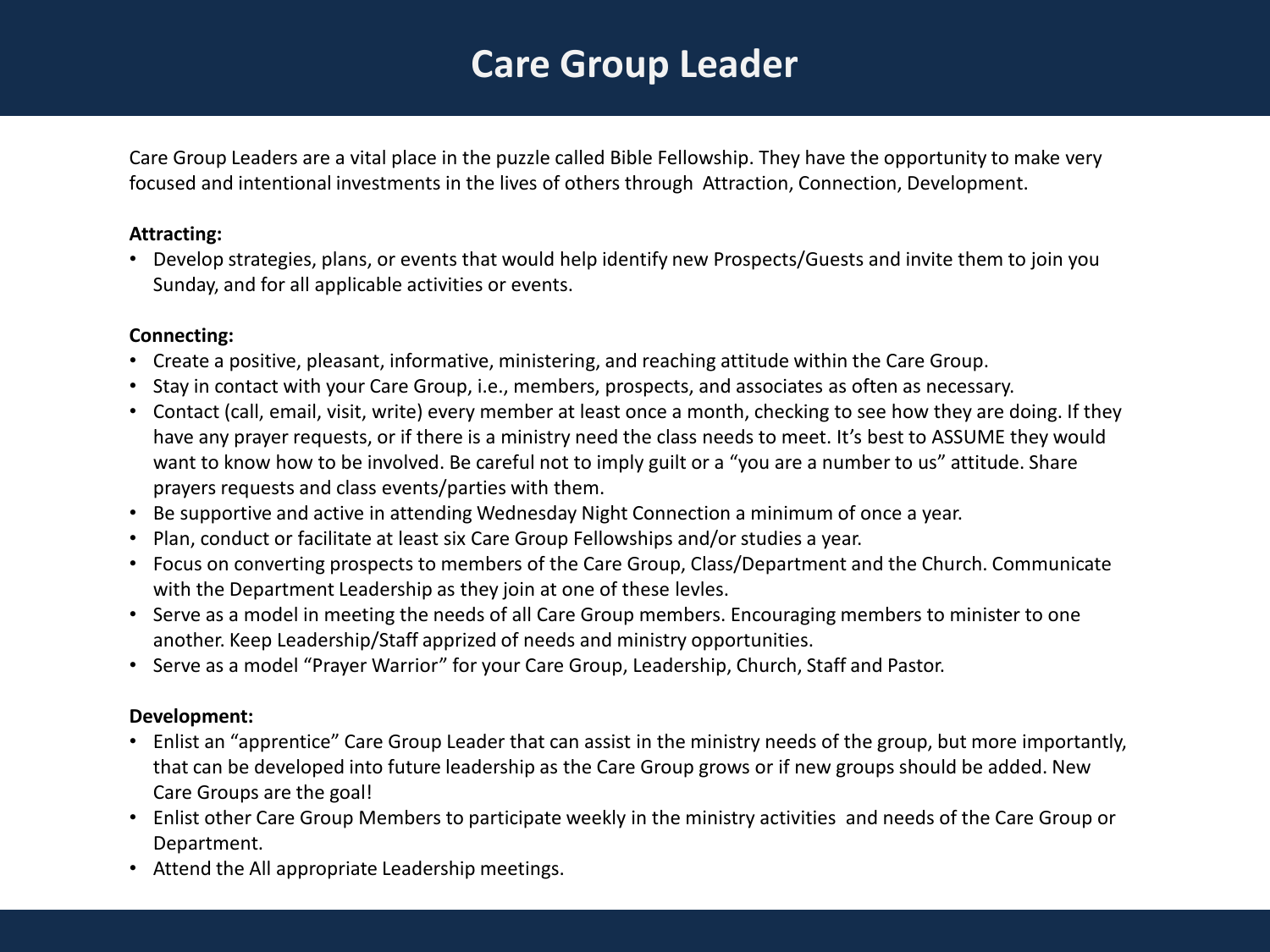# Care Group Leader

Care Group Leaders are a vital place in the puzzle called Bible Fellowship. They have the opportunity to make very focused and intentional investments in the lives of others through  Attraction, Connection, Development.

**Attracting:**

- Develop strategies, plans, or events that would help identify new Prospects/Guests and invite them to join you Sunday, and for all applicable activities or events.

**Connecting:**

- Create a positive, pleasant, informative, ministering, and reaching attitude within the Care Group.
- Stay in contact with your Care Group, i.e., members, prospects, and associates as often as necessary.
- Contact (call, email, visit, write) every member at least once a month, checking to see how they are doing. If they have any prayer requests, or if there is a ministry need the class needs to meet. It's best to ASSUME they would want to know how to be involved. Be careful not to imply guilt or a "you are a number to us" attitude. Share prayers requests and class events/parties with them.
- Be supportive and active in attending Wednesday Night Connection a minimum of once a year.
- Plan, conduct or facilitate at least six Care Group Fellowships and/or studies a year.
- Focus on converting prospects to members of the Care Group, Class/Department and the Church. Communicate with the Department Leadership as they join at one of these levles.
- Serve as a model in meeting the needs of all Care Group members. Encouraging members to minister to one another. Keep Leadership/Staff apprized of needs and ministry opportunities.
- Serve as a model "Prayer Warrior" for your Care Group, Leadership, Church, Staff and Pastor.

**Development:**

- Enlist an "apprentice" Care Group Leader that can assist in the ministry needs of the group, but more importantly, that can be developed into future leadership as the Care Group grows or if new groups should be added. New Care Groups are the goal!
- Enlist other Care Group Members to participate weekly in the ministry activities  and needs of the Care Group or Department.
- Attend the All appropriate Leadership meetings.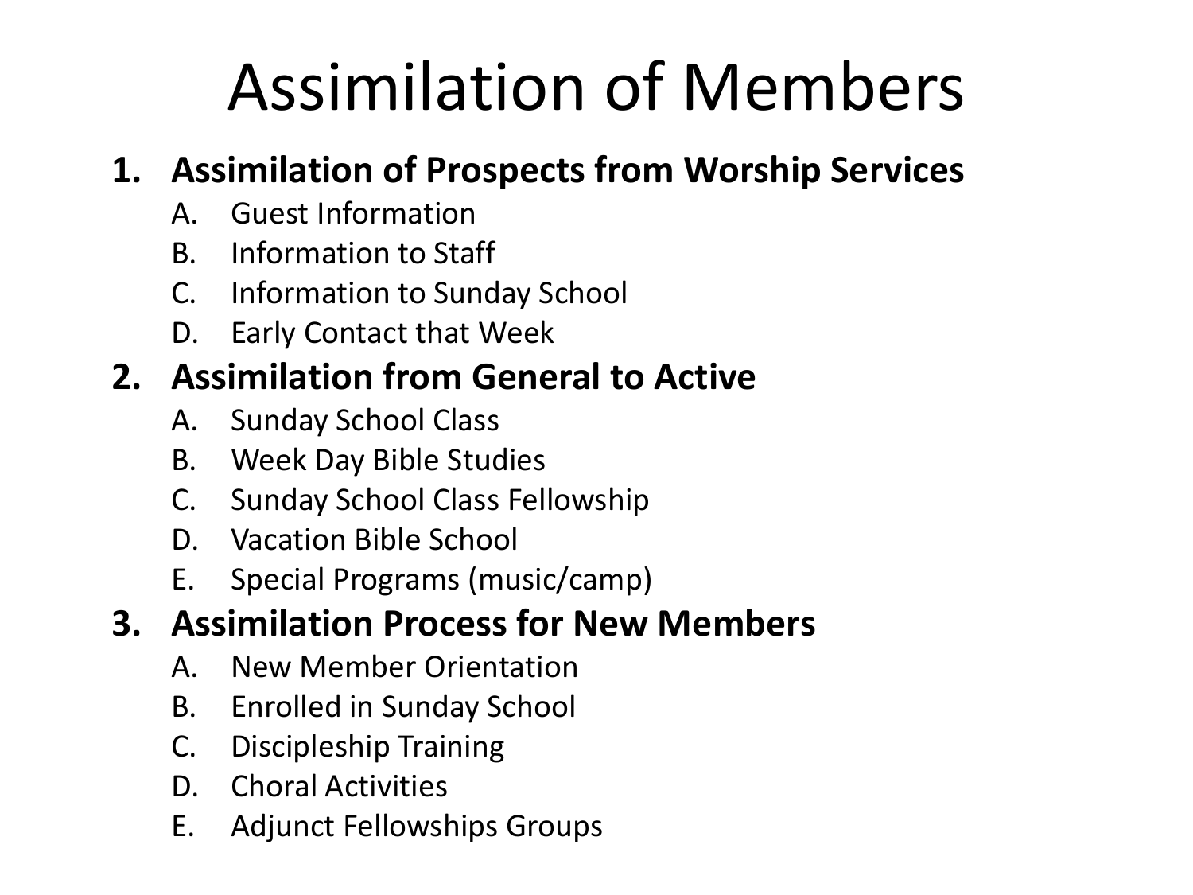# Assimilation of Members

1. **Assimilation of Prospects from Worship Services**
   - A. Guest Information
   - B. Information to Staff
   - C. Information to Sunday School
   - D. Early Contact that Week
2. **Assimilation from General to Active**
   - A. Sunday School Class
   - B. Week Day Bible Studies
   - C. Sunday School Class Fellowship
   - D. Vacation Bible School
   - E. Special Programs (music/camp)
3. **Assimilation Process for New Members**
   - A. New Member Orientation
   - B. Enrolled in Sunday School
   - C. Discipleship Training
   - D. Choral Activities
   - E. Adjunct Fellowships Groups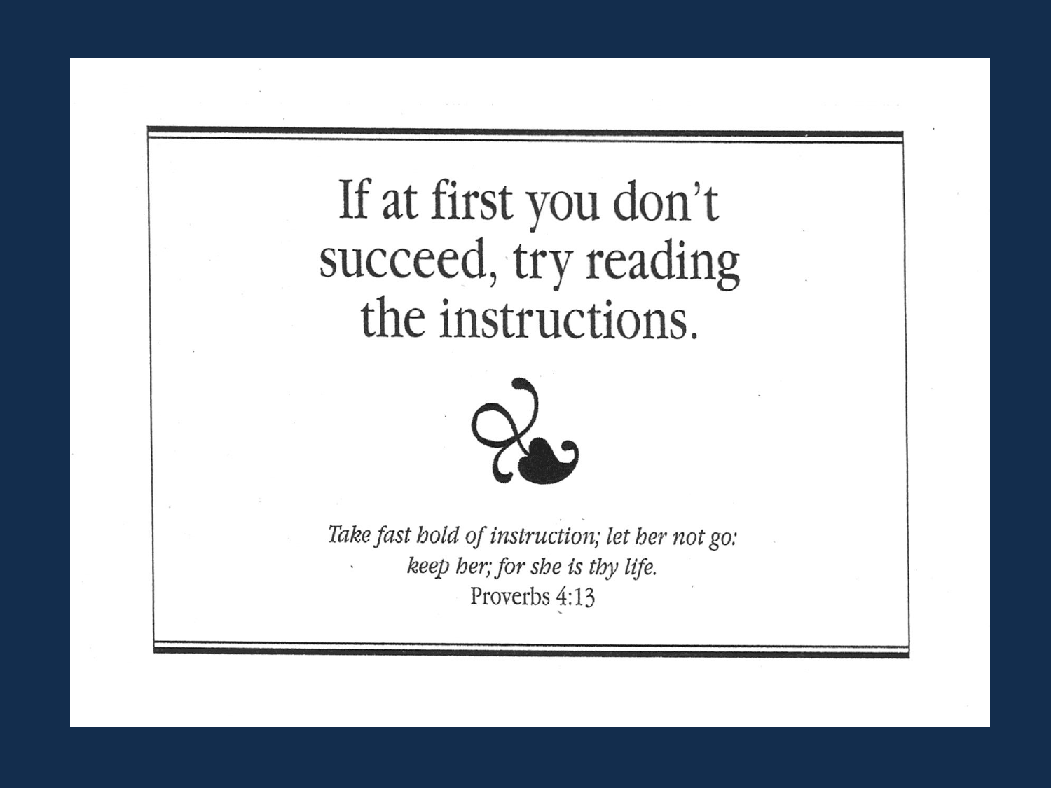# If at first you don't succeed, try reading the instructions.

*Take fast hold of instruction; let her not go: keep her; for she is thy life.*

Proverbs 4:13